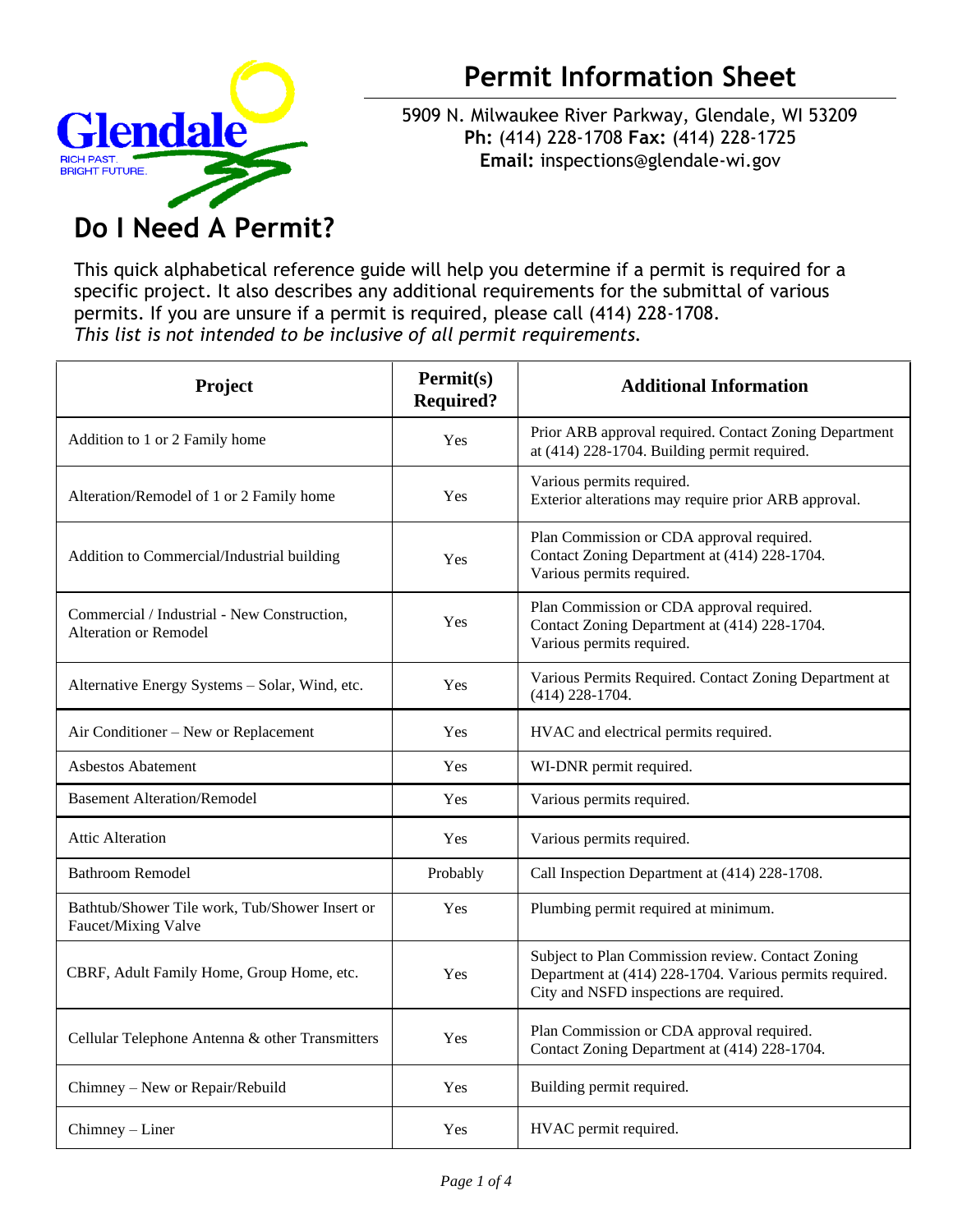# Permit Information Sheet

5909 N. Milwaukee River Parkway, Glendale, WI 53209
**Ph:** (414) 228-1708 **Fax:** (414) 228-1725
**Email:** inspections@glendale-wi.gov

## Do I Need A Permit?

This quick alphabetical reference guide will help you determine if a permit is required for a specific project. It also describes any additional requirements for the submittal of various permits. If you are unsure if a permit is required, please call (414) 228-1708.
*This list is not intended to be inclusive of all permit requirements.*

| Project | Permit(s) Required? | Additional Information |
|---|---|---|
| Addition to 1 or 2 Family home | Yes | Prior ARB approval required. Contact Zoning Department at (414) 228-1704. Building permit required. |
| Alteration/Remodel of 1 or 2 Family home | Yes | Various permits required. Exterior alterations may require prior ARB approval. |
| Addition to Commercial/Industrial building | Yes | Plan Commission or CDA approval required. Contact Zoning Department at (414) 228-1704. Various permits required. |
| Commercial / Industrial - New Construction, Alteration or Remodel | Yes | Plan Commission or CDA approval required. Contact Zoning Department at (414) 228-1704. Various permits required. |
| Alternative Energy Systems – Solar, Wind, etc. | Yes | Various Permits Required. Contact Zoning Department at (414) 228-1704. |
| Air Conditioner – New or Replacement | Yes | HVAC and electrical permits required. |
| Asbestos Abatement | Yes | WI-DNR permit required. |
| Basement Alteration/Remodel | Yes | Various permits required. |
| Attic Alteration | Yes | Various permits required. |
| Bathroom Remodel | Probably | Call Inspection Department at (414) 228-1708. |
| Bathtub/Shower Tile work, Tub/Shower Insert or Faucet/Mixing Valve | Yes | Plumbing permit required at minimum. |
| CBRF, Adult Family Home, Group Home, etc. | Yes | Subject to Plan Commission review. Contact Zoning Department at (414) 228-1704. Various permits required. City and NSFD inspections are required. |
| Cellular Telephone Antenna & other Transmitters | Yes | Plan Commission or CDA approval required. Contact Zoning Department at (414) 228-1704. |
| Chimney – New or Repair/Rebuild | Yes | Building permit required. |
| Chimney – Liner | Yes | HVAC permit required. |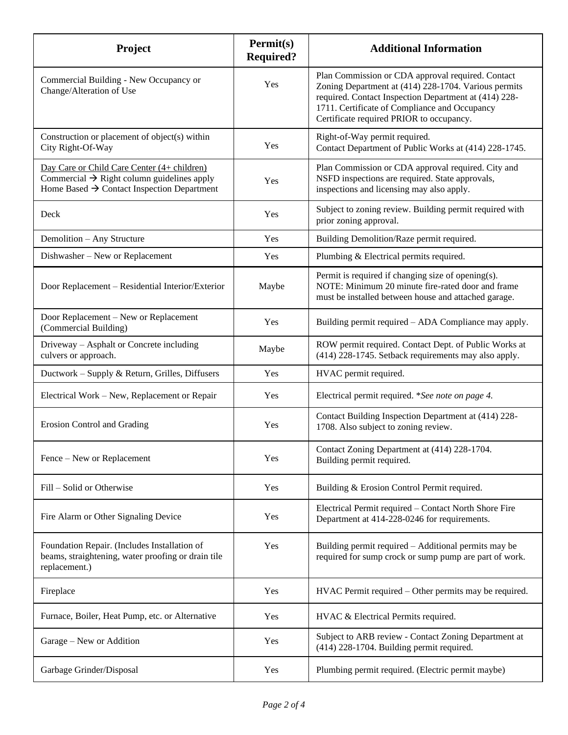| Project | Permit(s) Required? | Additional Information |
|---|---|---|
| Commercial Building - New Occupancy or Change/Alteration of Use | Yes | Plan Commission or CDA approval required. Contact Zoning Department at (414) 228-1704. Various permits required. Contact Inspection Department at (414) 228-1711. Certificate of Compliance and Occupancy Certificate required PRIOR to occupancy. |
| Construction or placement of object(s) within City Right-Of-Way | Yes | Right-of-Way permit required. Contact Department of Public Works at (414) 228-1745. |
| Day Care or Child Care Center (4+ children) Commercial → Right column guidelines apply Home Based → Contact Inspection Department | Yes | Plan Commission or CDA approval required. City and NSFD inspections are required. State approvals, inspections and licensing may also apply. |
| Deck | Yes | Subject to zoning review. Building permit required with prior zoning approval. |
| Demolition – Any Structure | Yes | Building Demolition/Raze permit required. |
| Dishwasher – New or Replacement | Yes | Plumbing & Electrical permits required. |
| Door Replacement – Residential Interior/Exterior | Maybe | Permit is required if changing size of opening(s). NOTE: Minimum 20 minute fire-rated door and frame must be installed between house and attached garage. |
| Door Replacement – New or Replacement (Commercial Building) | Yes | Building permit required – ADA Compliance may apply. |
| Driveway – Asphalt or Concrete including culvers or approach. | Maybe | ROW permit required. Contact Dept. of Public Works at (414) 228-1745. Setback requirements may also apply. |
| Ductwork – Supply & Return, Grilles, Diffusers | Yes | HVAC permit required. |
| Electrical Work – New, Replacement or Repair | Yes | Electrical permit required. **See note on page 4.* |
| Erosion Control and Grading | Yes | Contact Building Inspection Department at (414) 228-1708. Also subject to zoning review. |
| Fence – New or Replacement | Yes | Contact Zoning Department at (414) 228-1704. Building permit required. |
| Fill – Solid or Otherwise | Yes | Building & Erosion Control Permit required. |
| Fire Alarm or Other Signaling Device | Yes | Electrical Permit required – Contact North Shore Fire Department at 414-228-0246 for requirements. |
| Foundation Repair. (Includes Installation of beams, straightening, water proofing or drain tile replacement.) | Yes | Building permit required – Additional permits may be required for sump crock or sump pump are part of work. |
| Fireplace | Yes | HVAC Permit required – Other permits may be required. |
| Furnace, Boiler, Heat Pump, etc. or Alternative | Yes | HVAC & Electrical Permits required. |
| Garage – New or Addition | Yes | Subject to ARB review - Contact Zoning Department at (414) 228-1704. Building permit required. |
| Garbage Grinder/Disposal | Yes | Plumbing permit required. (Electric permit maybe) |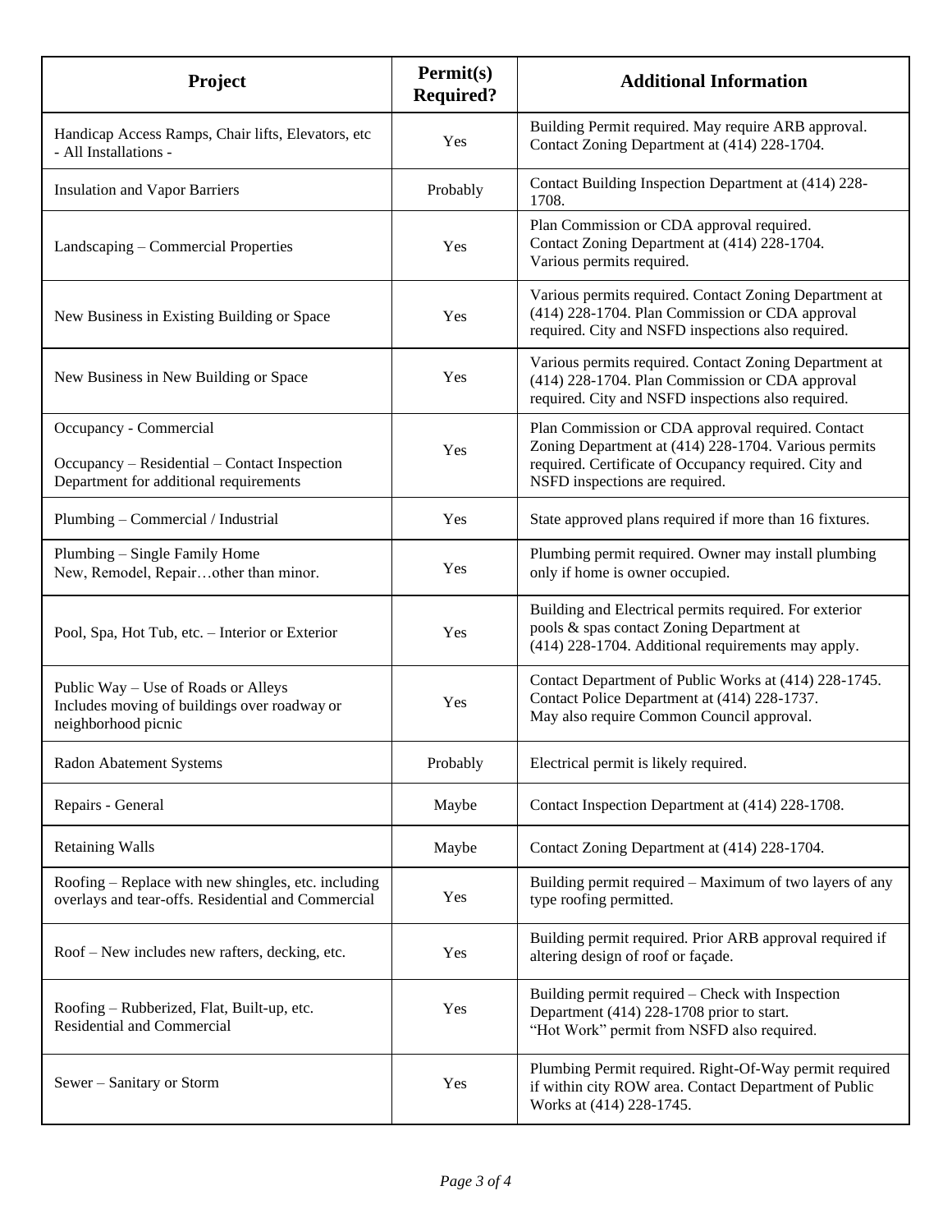| Project | Permit(s) Required? | Additional Information |
|---|---|---|
| Handicap Access Ramps, Chair lifts, Elevators, etc - All Installations - | Yes | Building Permit required. May require ARB approval. Contact Zoning Department at (414) 228-1704. |
| Insulation and Vapor Barriers | Probably | Contact Building Inspection Department at (414) 228-1708. |
| Landscaping – Commercial Properties | Yes | Plan Commission or CDA approval required. Contact Zoning Department at (414) 228-1704. Various permits required. |
| New Business in Existing Building or Space | Yes | Various permits required. Contact Zoning Department at (414) 228-1704. Plan Commission or CDA approval required. City and NSFD inspections also required. |
| New Business in New Building or Space | Yes | Various permits required. Contact Zoning Department at (414) 228-1704. Plan Commission or CDA approval required. City and NSFD inspections also required. |
| Occupancy - Commercial<br>Occupancy – Residential – Contact Inspection Department for additional requirements | Yes | Plan Commission or CDA approval required. Contact Zoning Department at (414) 228-1704. Various permits required. Certificate of Occupancy required. City and NSFD inspections are required. |
| Plumbing – Commercial / Industrial | Yes | State approved plans required if more than 16 fixtures. |
| Plumbing – Single Family Home New, Remodel, Repair…other than minor. | Yes | Plumbing permit required. Owner may install plumbing only if home is owner occupied. |
| Pool, Spa, Hot Tub, etc. – Interior or Exterior | Yes | Building and Electrical permits required. For exterior pools & spas contact Zoning Department at (414) 228-1704. Additional requirements may apply. |
| Public Way – Use of Roads or Alleys Includes moving of buildings over roadway or neighborhood picnic | Yes | Contact Department of Public Works at (414) 228-1745. Contact Police Department at (414) 228-1737. May also require Common Council approval. |
| Radon Abatement Systems | Probably | Electrical permit is likely required. |
| Repairs - General | Maybe | Contact Inspection Department at (414) 228-1708. |
| Retaining Walls | Maybe | Contact Zoning Department at (414) 228-1704. |
| Roofing – Replace with new shingles, etc. including overlays and tear-offs. Residential and Commercial | Yes | Building permit required – Maximum of two layers of any type roofing permitted. |
| Roof – New includes new rafters, decking, etc. | Yes | Building permit required. Prior ARB approval required if altering design of roof or façade. |
| Roofing – Rubberized, Flat, Built-up, etc. Residential and Commercial | Yes | Building permit required – Check with Inspection Department (414) 228-1708 prior to start. "Hot Work" permit from NSFD also required. |
| Sewer – Sanitary or Storm | Yes | Plumbing Permit required. Right-Of-Way permit required if within city ROW area. Contact Department of Public Works at (414) 228-1745. |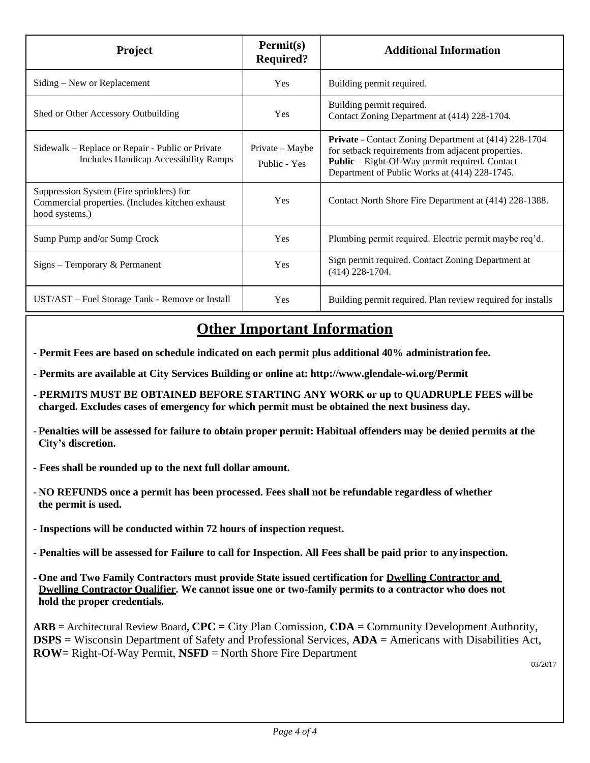| Project | Permit(s) Required? | Additional Information |
|---|---|---|
| Siding – New or Replacement | Yes | Building permit required. |
| Shed or Other Accessory Outbuilding | Yes | Building permit required.<br>Contact Zoning Department at (414) 228-1704. |
| Sidewalk – Replace or Repair - Public or Private<br>Includes Handicap Accessibility Ramps | Private – Maybe<br>Public - Yes | **Private** - Contact Zoning Department at (414) 228-1704 for setback requirements from adjacent properties.<br>**Public** – Right-Of-Way permit required. Contact Department of Public Works at (414) 228-1745. |
| Suppression System (Fire sprinklers) for Commercial properties. (Includes kitchen exhaust hood systems.) | Yes | Contact North Shore Fire Department at (414) 228-1388. |
| Sump Pump and/or Sump Crock | Yes | Plumbing permit required. Electric permit maybe req'd. |
| Signs – Temporary & Permanent | Yes | Sign permit required. Contact Zoning Department at (414) 228-1704. |
| UST/AST – Fuel Storage Tank - Remove or Install | Yes | Building permit required. Plan review required for installs |

## Other Important Information

- **Permit Fees are based on schedule indicated on each permit plus additional 40% administration fee.**
- **Permits are available at City Services Building or online at: http://www.glendale-wi.org/Permit**
- **PERMITS MUST BE OBTAINED BEFORE STARTING ANY WORK or up to QUADRUPLE FEES will be charged. Excludes cases of emergency for which permit must be obtained the next business day.**
- **Penalties will be assessed for failure to obtain proper permit: Habitual offenders may be denied permits at the City's discretion.**
- **Fees shall be rounded up to the next full dollar amount.**
- **NO REFUNDS once a permit has been processed. Fees shall not be refundable regardless of whether the permit is used.**
- **Inspections will be conducted within 72 hours of inspection request.**
- **Penalties will be assessed for Failure to call for Inspection. All Fees shall be paid prior to any inspection.**
- **One and Two Family Contractors must provide State issued certification for Dwelling Contractor and Dwelling Contractor Qualifier. We cannot issue one or two-family permits to a contractor who does not hold the proper credentials.**

**ARB =** Architectural Review Board**, CPC =** City Plan Comission, **CDA** = Community Development Authority, **DSPS** = Wisconsin Department of Safety and Professional Services, **ADA** = Americans with Disabilities Act, **ROW=** Right-Of-Way Permit, **NSFD** = North Shore Fire Department

03/2017